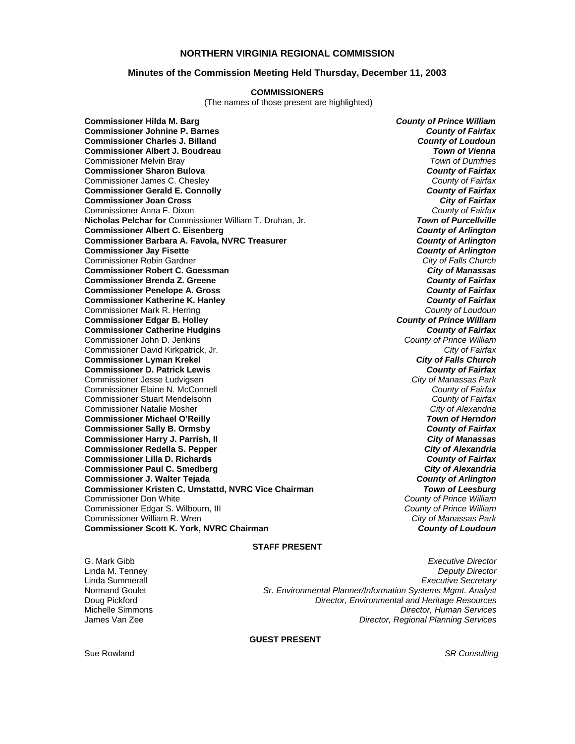# NORTHERN VIRGINIA REGIONAL COMMISSION

## Minutes of the Commission Meeting Held Thursday, December 11, 2003

### COMMISSIONERS

(The names of those present are highlighted)

| | |
|---|---|
| **Commissioner Hilda M. Barg** | ***County of Prince William*** |
| **Commissioner Johnine P. Barnes** | ***County of Fairfax*** |
| **Commissioner Charles J. Billand** | ***County of Loudoun*** |
| **Commissioner Albert J. Boudreau** | ***Town of Vienna*** |
| Commissioner Melvin Bray | *Town of Dumfries* |
| **Commissioner Sharon Bulova** | ***County of Fairfax*** |
| Commissioner James C. Chesley | *County of Fairfax* |
| **Commissioner Gerald E. Connolly** | ***County of Fairfax*** |
| **Commissioner Joan Cross** | ***City of Fairfax*** |
| Commissioner Anna F. Dixon | *County of Fairfax* |
| **Nicholas Pelchar for** Commissioner William T. Druhan, Jr. | ***Town of Purcellville*** |
| **Commissioner Albert C. Eisenberg** | ***County of Arlington*** |
| **Commissioner Barbara A. Favola, NVRC Treasurer** | ***County of Arlington*** |
| **Commissioner Jay Fisette** | ***County of Arlington*** |
| Commissioner Robin Gardner | *City of Falls Church* |
| **Commissioner Robert C. Goessman** | ***City of Manassas*** |
| **Commissioner Brenda Z. Greene** | ***County of Fairfax*** |
| **Commissioner Penelope A. Gross** | ***County of Fairfax*** |
| **Commissioner Katherine K. Hanley** | ***County of Fairfax*** |
| Commissioner Mark R. Herring | *County of Loudoun* |
| **Commissioner Edgar B. Holley** | ***County of Prince William*** |
| **Commissioner Catherine Hudgins** | ***County of Fairfax*** |
| Commissioner John D. Jenkins | *County of Prince William* |
| Commissioner David Kirkpatrick, Jr. | *City of Fairfax* |
| **Commissioner Lyman Krekel** | ***City of Falls Church*** |
| **Commissioner D. Patrick Lewis** | ***County of Fairfax*** |
| Commissioner Jesse Ludvigsen | *City of Manassas Park* |
| Commissioner Elaine N. McConnell | *County of Fairfax* |
| Commissioner Stuart Mendelsohn | *County of Fairfax* |
| Commissioner Natalie Mosher | *City of Alexandria* |
| **Commissioner Michael O'Reilly** | ***Town of Herndon*** |
| **Commissioner Sally B. Ormsby** | ***County of Fairfax*** |
| **Commissioner Harry J. Parrish, II** | ***City of Manassas*** |
| **Commissioner Redella S. Pepper** | ***City of Alexandria*** |
| **Commissioner Lilla D. Richards** | ***County of Fairfax*** |
| **Commissioner Paul C. Smedberg** | ***City of Alexandria*** |
| **Commissioner J. Walter Tejada** | ***County of Arlington*** |
| **Commissioner Kristen C. Umstattd, NVRC Vice Chairman** | ***Town of Leesburg*** |
| Commissioner Don White | *County of Prince William* |
| Commissioner Edgar S. Wilbourn, III | *County of Prince William* |
| Commissioner William R. Wren | *City of Manassas Park* |
| **Commissioner Scott K. York, NVRC Chairman** | ***County of Loudoun*** |

### STAFF PRESENT

| | |
|---|---|
| G. Mark Gibb | *Executive Director* |
| Linda M. Tenney | *Deputy Director* |
| Linda Summerall | *Executive Secretary* |
| Normand Goulet | *Sr. Environmental Planner/Information Systems Mgmt. Analyst* |
| Doug Pickford | *Director, Environmental and Heritage Resources* |
| Michelle Simmons | *Director, Human Services* |
| James Van Zee | *Director, Regional Planning Services* |

### GUEST PRESENT

| | |
|---|---|
| Sue Rowland | *SR Consulting* |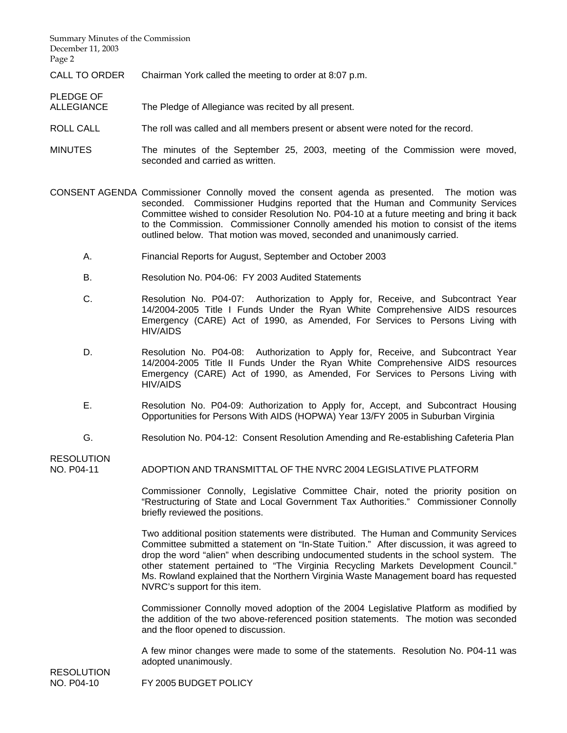CALL TO ORDER Chairman York called the meeting to order at 8:07 p.m.

PLEDGE OF ALLEGIANCE The Pledge of Allegiance was recited by all present.

ROLL CALL The roll was called and all members present or absent were noted for the record.

MINUTES The minutes of the September 25, 2003, meeting of the Commission were moved, seconded and carried as written.

CONSENT AGENDA Commissioner Connolly moved the consent agenda as presented. The motion was seconded. Commissioner Hudgins reported that the Human and Community Services Committee wished to consider Resolution No. P04-10 at a future meeting and bring it back to the Commission. Commissioner Connolly amended his motion to consist of the items outlined below. That motion was moved, seconded and unanimously carried.

A. Financial Reports for August, September and October 2003

B. Resolution No. P04-06: FY 2003 Audited Statements

C. Resolution No. P04-07: Authorization to Apply for, Receive, and Subcontract Year 14/2004-2005 Title I Funds Under the Ryan White Comprehensive AIDS resources Emergency (CARE) Act of 1990, as Amended, For Services to Persons Living with HIV/AIDS

D. Resolution No. P04-08: Authorization to Apply for, Receive, and Subcontract Year 14/2004-2005 Title II Funds Under the Ryan White Comprehensive AIDS resources Emergency (CARE) Act of 1990, as Amended, For Services to Persons Living with HIV/AIDS

E. Resolution No. P04-09: Authorization to Apply for, Accept, and Subcontract Housing Opportunities for Persons With AIDS (HOPWA) Year 13/FY 2005 in Suburban Virginia

G. Resolution No. P04-12: Consent Resolution Amending and Re-establishing Cafeteria Plan

RESOLUTION NO. P04-11 ADOPTION AND TRANSMITTAL OF THE NVRC 2004 LEGISLATIVE PLATFORM

Commissioner Connolly, Legislative Committee Chair, noted the priority position on "Restructuring of State and Local Government Tax Authorities." Commissioner Connolly briefly reviewed the positions.

Two additional position statements were distributed. The Human and Community Services Committee submitted a statement on "In-State Tuition." After discussion, it was agreed to drop the word "alien" when describing undocumented students in the school system. The other statement pertained to "The Virginia Recycling Markets Development Council." Ms. Rowland explained that the Northern Virginia Waste Management board has requested NVRC's support for this item.

Commissioner Connolly moved adoption of the 2004 Legislative Platform as modified by the addition of the two above-referenced position statements. The motion was seconded and the floor opened to discussion.

A few minor changes were made to some of the statements. Resolution No. P04-11 was adopted unanimously.

RESOLUTION NO. P04-10 FY 2005 BUDGET POLICY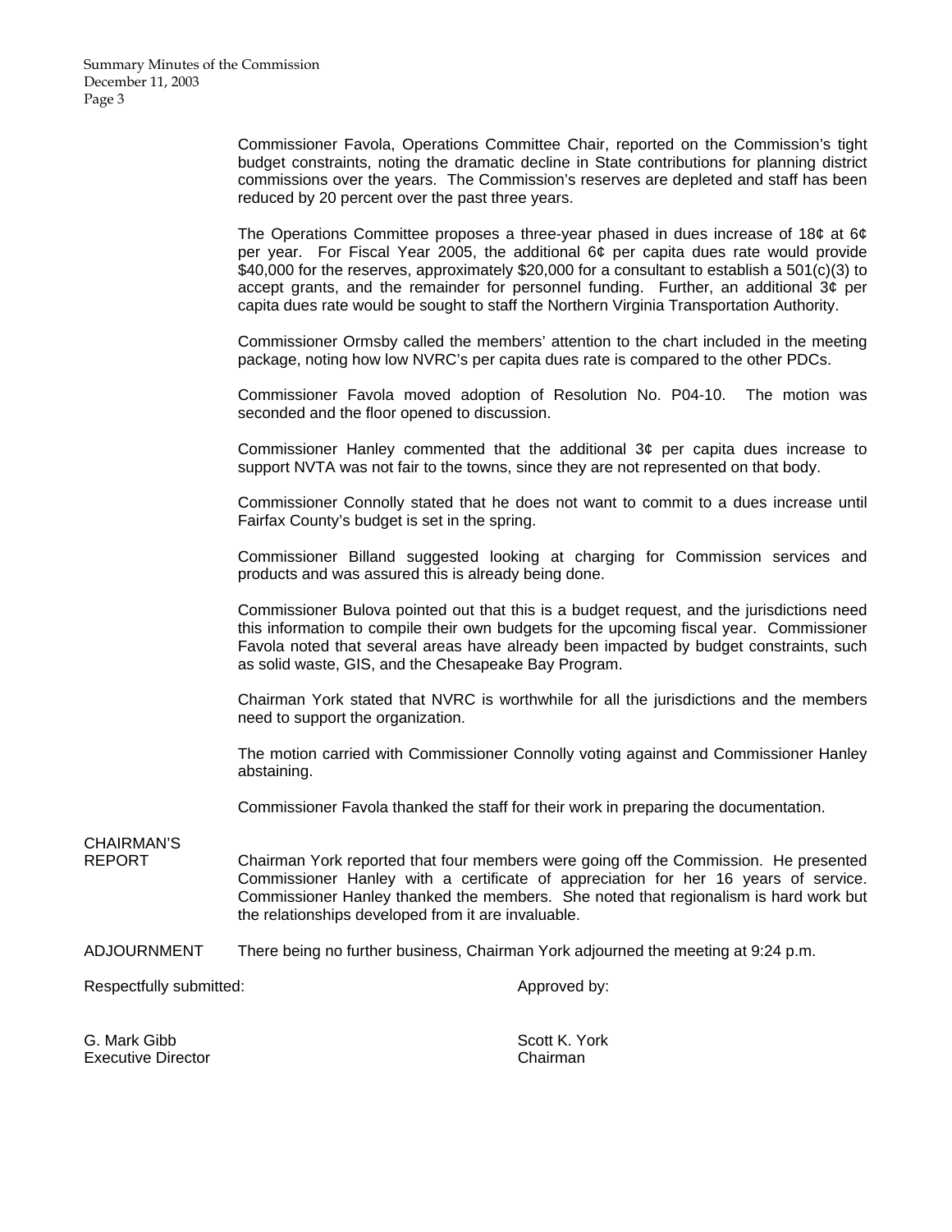Commissioner Favola, Operations Committee Chair, reported on the Commission's tight budget constraints, noting the dramatic decline in State contributions for planning district commissions over the years. The Commission's reserves are depleted and staff has been reduced by 20 percent over the past three years.

The Operations Committee proposes a three-year phased in dues increase of 18¢ at 6¢ per year. For Fiscal Year 2005, the additional 6¢ per capita dues rate would provide $40,000 for the reserves, approximately $20,000 for a consultant to establish a 501(c)(3) to accept grants, and the remainder for personnel funding. Further, an additional 3¢ per capita dues rate would be sought to staff the Northern Virginia Transportation Authority.

Commissioner Ormsby called the members' attention to the chart included in the meeting package, noting how low NVRC's per capita dues rate is compared to the other PDCs.

Commissioner Favola moved adoption of Resolution No. P04-10. The motion was seconded and the floor opened to discussion.

Commissioner Hanley commented that the additional 3¢ per capita dues increase to support NVTA was not fair to the towns, since they are not represented on that body.

Commissioner Connolly stated that he does not want to commit to a dues increase until Fairfax County's budget is set in the spring.

Commissioner Billand suggested looking at charging for Commission services and products and was assured this is already being done.

Commissioner Bulova pointed out that this is a budget request, and the jurisdictions need this information to compile their own budgets for the upcoming fiscal year. Commissioner Favola noted that several areas have already been impacted by budget constraints, such as solid waste, GIS, and the Chesapeake Bay Program.

Chairman York stated that NVRC is worthwhile for all the jurisdictions and the members need to support the organization.

The motion carried with Commissioner Connolly voting against and Commissioner Hanley abstaining.

Commissioner Favola thanked the staff for their work in preparing the documentation.

**CHAIRMAN'S REPORT**

Chairman York reported that four members were going off the Commission. He presented Commissioner Hanley with a certificate of appreciation for her 16 years of service. Commissioner Hanley thanked the members. She noted that regionalism is hard work but the relationships developed from it are invaluable.

**ADJOURNMENT**

There being no further business, Chairman York adjourned the meeting at 9:24 p.m.

| | |
|---|---|
| Respectfully submitted: | Approved by: |
| G. Mark Gibb<br>Executive Director | Scott K. York<br>Chairman |